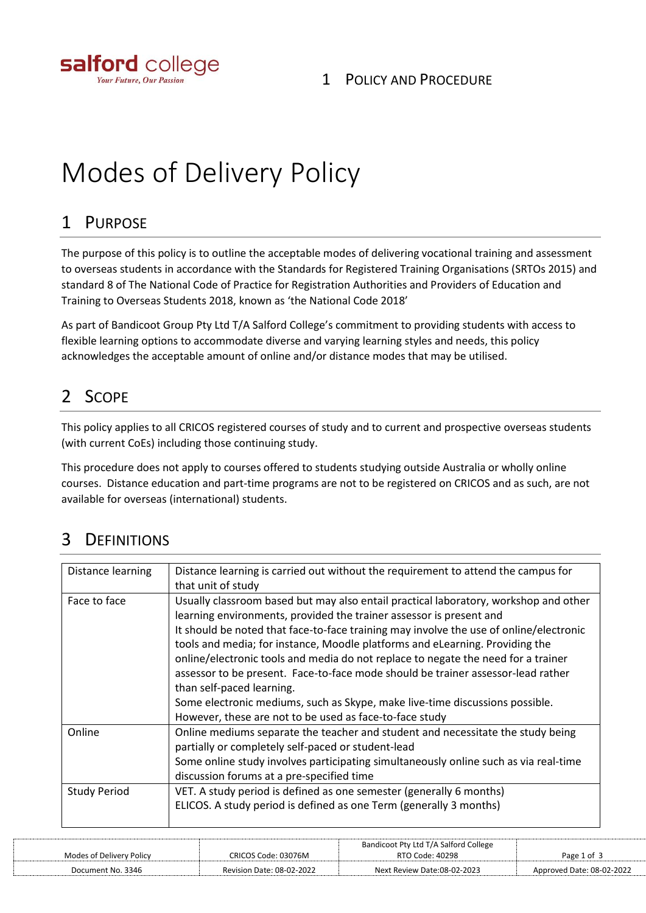# Modes of Delivery Policy

## 1 Purpose

The purpose of this policy is to outline the acceptable modes of delivering vocational training and assessment to overseas students in accordance with the Standards for Registered Training Organisations (SRTOs 2015) and standard 8 of The National Code of Practice for Registration Authorities and Providers of Education and Training to Overseas Students 2018, known as 'the National Code 2018'

As part of Bandicoot Group Pty Ltd T/A Salford College's commitment to providing students with access to flexible learning options to accommodate diverse and varying learning styles and needs, this policy acknowledges the acceptable amount of online and/or distance modes that may be utilised.

## 2 Scope

This policy applies to all CRICOS registered courses of study and to current and prospective overseas students (with current CoEs) including those continuing study.

This procedure does not apply to courses offered to students studying outside Australia or wholly online courses. Distance education and part-time programs are not to be registered on CRICOS and as such, are not available for overseas (international) students.

## 3 Definitions

| | |
|---|---|
| Distance learning | Distance learning is carried out without the requirement to attend the campus for that unit of study |
| Face to face | Usually classroom based but may also entail practical laboratory, workshop and other learning environments, provided the trainer assessor is present and<br>It should be noted that face-to-face training may involve the use of online/electronic tools and media; for instance, Moodle platforms and eLearning. Providing the online/electronic tools and media do not replace to negate the need for a trainer assessor to be present. Face-to-face mode should be trainer assessor-lead rather than self-paced learning.<br>Some electronic mediums, such as Skype, make live-time discussions possible. However, these are not to be used as face-to-face study |
| Online | Online mediums separate the teacher and student and necessitate the study being partially or completely self-paced or student-lead<br>Some online study involves participating simultaneously online such as via real-time discussion forums at a pre-specified time |
| Study Period | VET. A study period is defined as one semester (generally 6 months)<br>ELICOS. A study period is defined as one Term (generally 3 months) |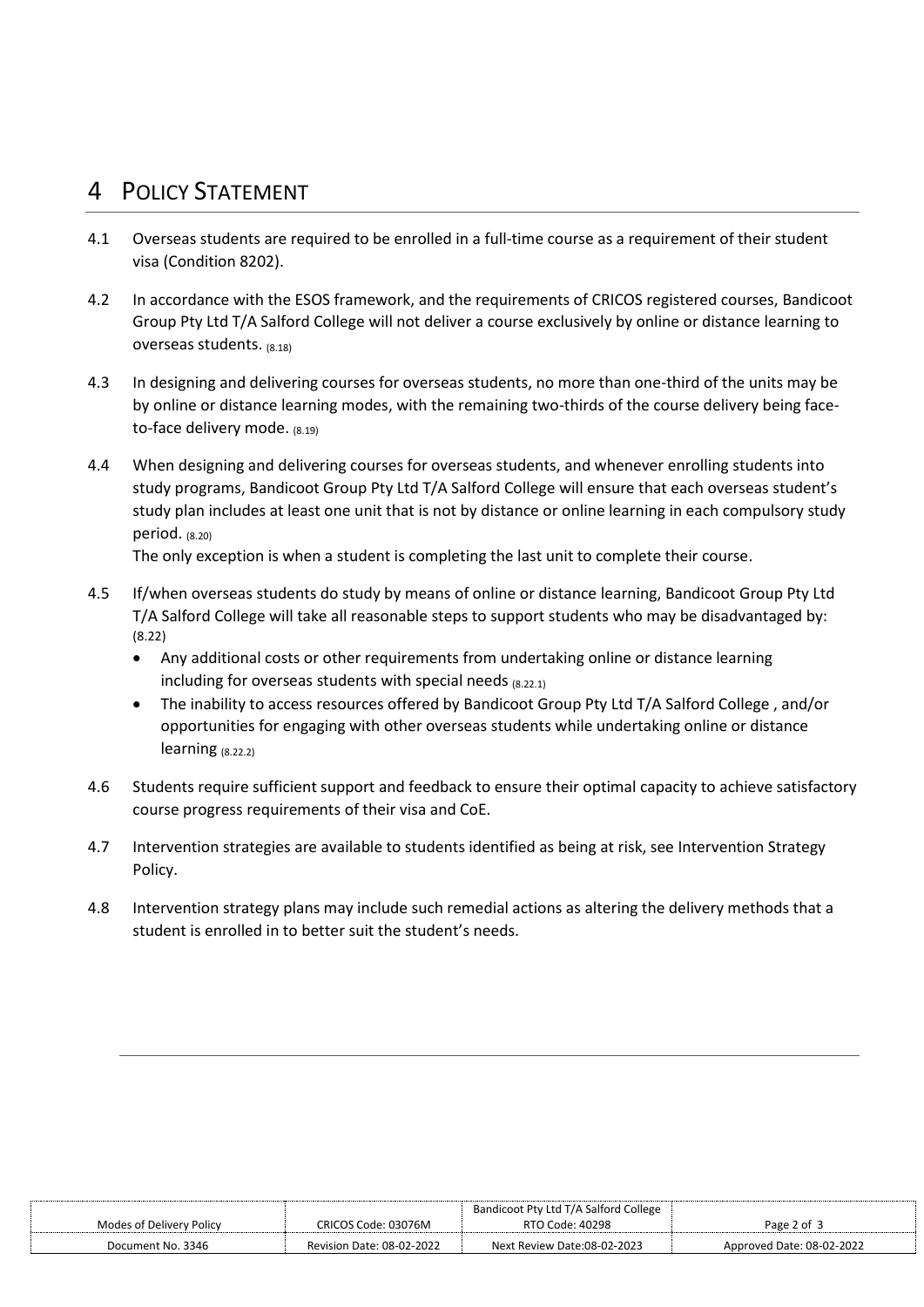# 4 Policy Statement

4.1 Overseas students are required to be enrolled in a full-time course as a requirement of their student visa (Condition 8202).

4.2 In accordance with the ESOS framework, and the requirements of CRICOS registered courses, Bandicoot Group Pty Ltd T/A Salford College will not deliver a course exclusively by online or distance learning to overseas students. (8.18)

4.3 In designing and delivering courses for overseas students, no more than one-third of the units may be by online or distance learning modes, with the remaining two-thirds of the course delivery being face-to-face delivery mode. (8.19)

4.4 When designing and delivering courses for overseas students, and whenever enrolling students into study programs, Bandicoot Group Pty Ltd T/A Salford College will ensure that each overseas student's study plan includes at least one unit that is not by distance or online learning in each compulsory study period. (8.20)
The only exception is when a student is completing the last unit to complete their course.

4.5 If/when overseas students do study by means of online or distance learning, Bandicoot Group Pty Ltd T/A Salford College will take all reasonable steps to support students who may be disadvantaged by: (8.22)

- Any additional costs or other requirements from undertaking online or distance learning including for overseas students with special needs (8.22.1)
- The inability to access resources offered by Bandicoot Group Pty Ltd T/A Salford College , and/or opportunities for engaging with other overseas students while undertaking online or distance learning (8.22.2)

4.6 Students require sufficient support and feedback to ensure their optimal capacity to achieve satisfactory course progress requirements of their visa and CoE.

4.7 Intervention strategies are available to students identified as being at risk, see Intervention Strategy Policy.

4.8 Intervention strategy plans may include such remedial actions as altering the delivery methods that a student is enrolled in to better suit the student's needs.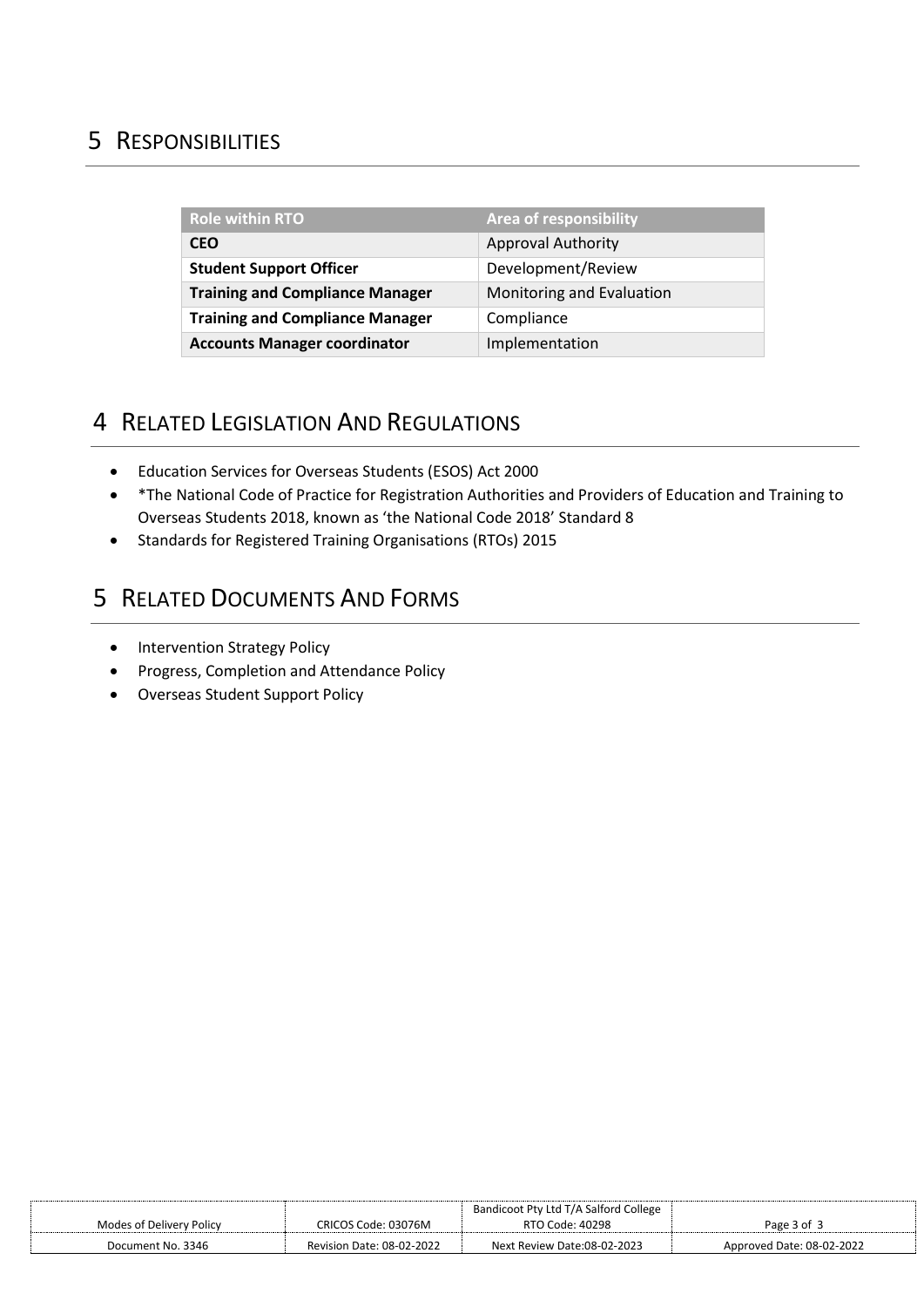# 5 RESPONSIBILITIES

| Role within RTO | Area of responsibility |
|---|---|
| **CEO** | Approval Authority |
| **Student Support Officer** | Development/Review |
| **Training and Compliance Manager** | Monitoring and Evaluation |
| **Training and Compliance Manager** | Compliance |
| **Accounts Manager coordinator** | Implementation |

# 4 RELATED LEGISLATION AND REGULATIONS

- Education Services for Overseas Students (ESOS) Act 2000
- *The National Code of Practice for Registration Authorities and Providers of Education and Training to Overseas Students 2018, known as 'the National Code 2018' Standard 8
- Standards for Registered Training Organisations (RTOs) 2015

# 5 RELATED DOCUMENTS AND FORMS

- Intervention Strategy Policy
- Progress, Completion and Attendance Policy
- Overseas Student Support Policy